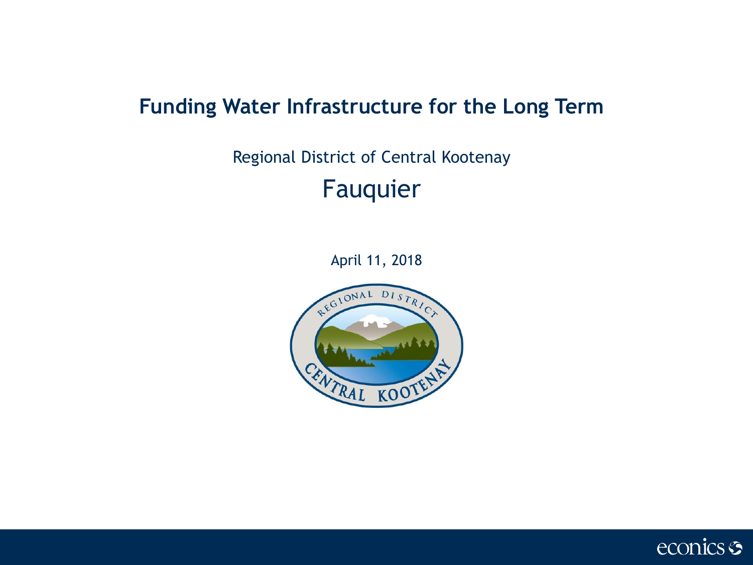# Funding Water Infrastructure for the Long Term

Regional District of Central Kootenay

## Fauquier

April 11, 2018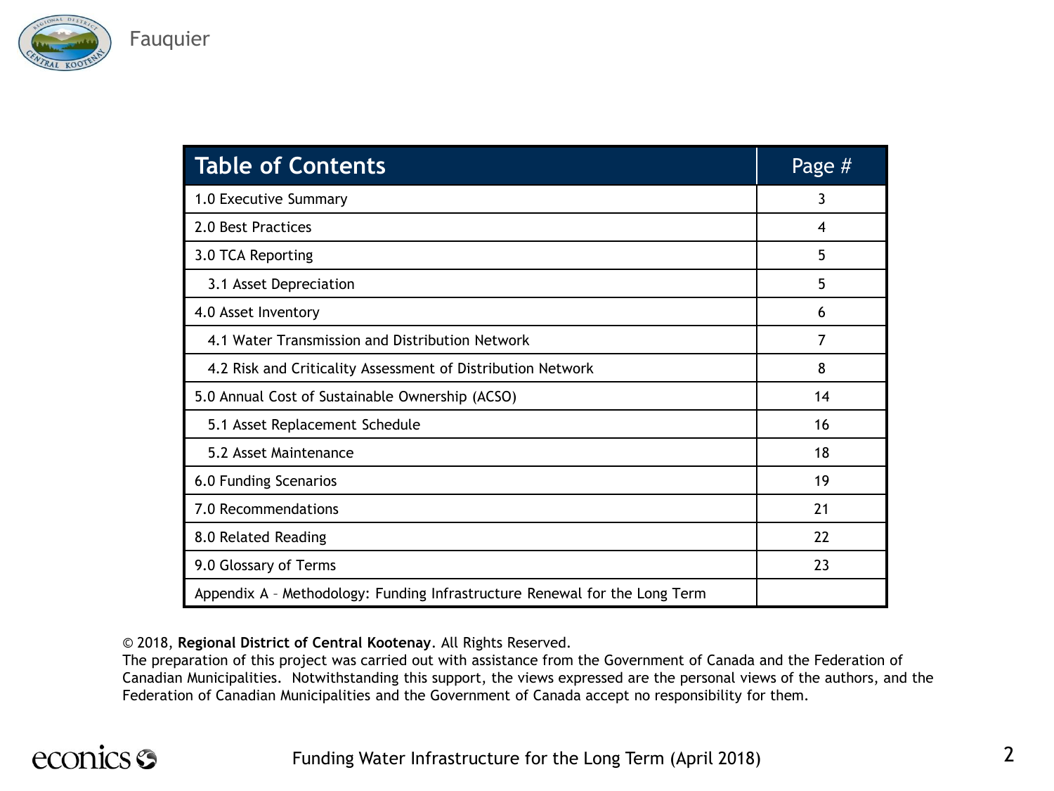| Table of Contents | Page # |
|---|---|
| 1.0 Executive Summary | 3 |
| 2.0 Best Practices | 4 |
| 3.0 TCA Reporting | 5 |
| 3.1 Asset Depreciation | 5 |
| 4.0 Asset Inventory | 6 |
| 4.1 Water Transmission and Distribution Network | 7 |
| 4.2 Risk and Criticality Assessment of Distribution Network | 8 |
| 5.0 Annual Cost of Sustainable Ownership (ACSO) | 14 |
| 5.1 Asset Replacement Schedule | 16 |
| 5.2 Asset Maintenance | 18 |
| 6.0 Funding Scenarios | 19 |
| 7.0 Recommendations | 21 |
| 8.0 Related Reading | 22 |
| 9.0 Glossary of Terms | 23 |
| Appendix A – Methodology: Funding Infrastructure Renewal for the Long Term | |

© 2018, **Regional District of Central Kootenay**. All Rights Reserved.
The preparation of this project was carried out with assistance from the Government of Canada and the Federation of Canadian Municipalities. Notwithstanding this support, the views expressed are the personal views of the authors, and the Federation of Canadian Municipalities and the Government of Canada accept no responsibility for them.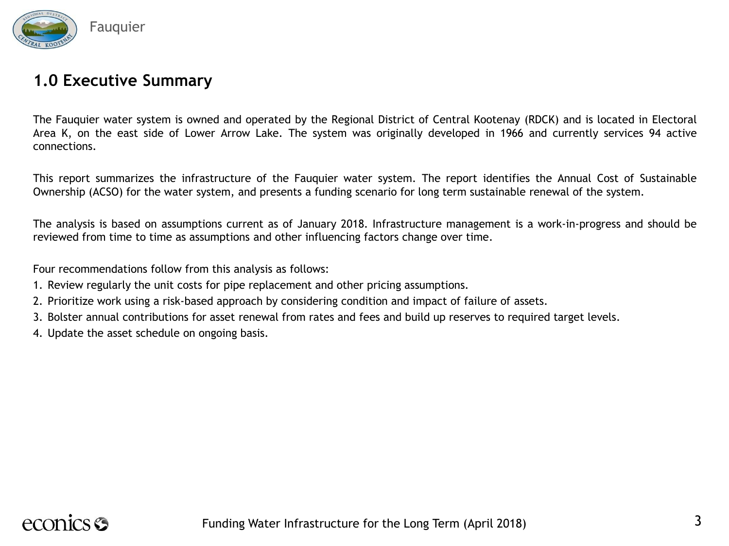## 1.0 Executive Summary

The Fauquier water system is owned and operated by the Regional District of Central Kootenay (RDCK) and is located in Electoral Area K, on the east side of Lower Arrow Lake. The system was originally developed in 1966 and currently services 94 active connections.

This report summarizes the infrastructure of the Fauquier water system. The report identifies the Annual Cost of Sustainable Ownership (ACSO) for the water system, and presents a funding scenario for long term sustainable renewal of the system.

The analysis is based on assumptions current as of January 2018. Infrastructure management is a work-in-progress and should be reviewed from time to time as assumptions and other influencing factors change over time.

Four recommendations follow from this analysis as follows:

1. Review regularly the unit costs for pipe replacement and other pricing assumptions.
2. Prioritize work using a risk-based approach by considering condition and impact of failure of assets.
3. Bolster annual contributions for asset renewal from rates and fees and build up reserves to required target levels.
4. Update the asset schedule on ongoing basis.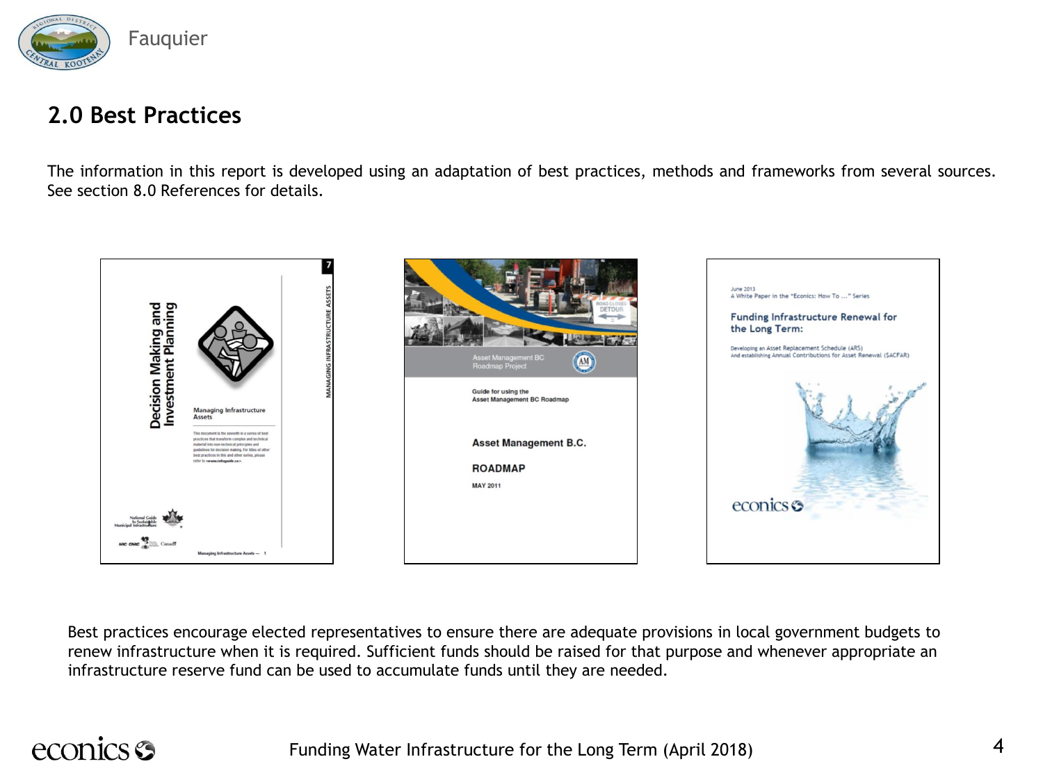## 2.0 Best Practices

The information in this report is developed using an adaptation of best practices, methods and frameworks from several sources. See section 8.0 References for details.

Best practices encourage elected representatives to ensure there are adequate provisions in local government budgets to renew infrastructure when it is required. Sufficient funds should be raised for that purpose and whenever appropriate an infrastructure reserve fund can be used to accumulate funds until they are needed.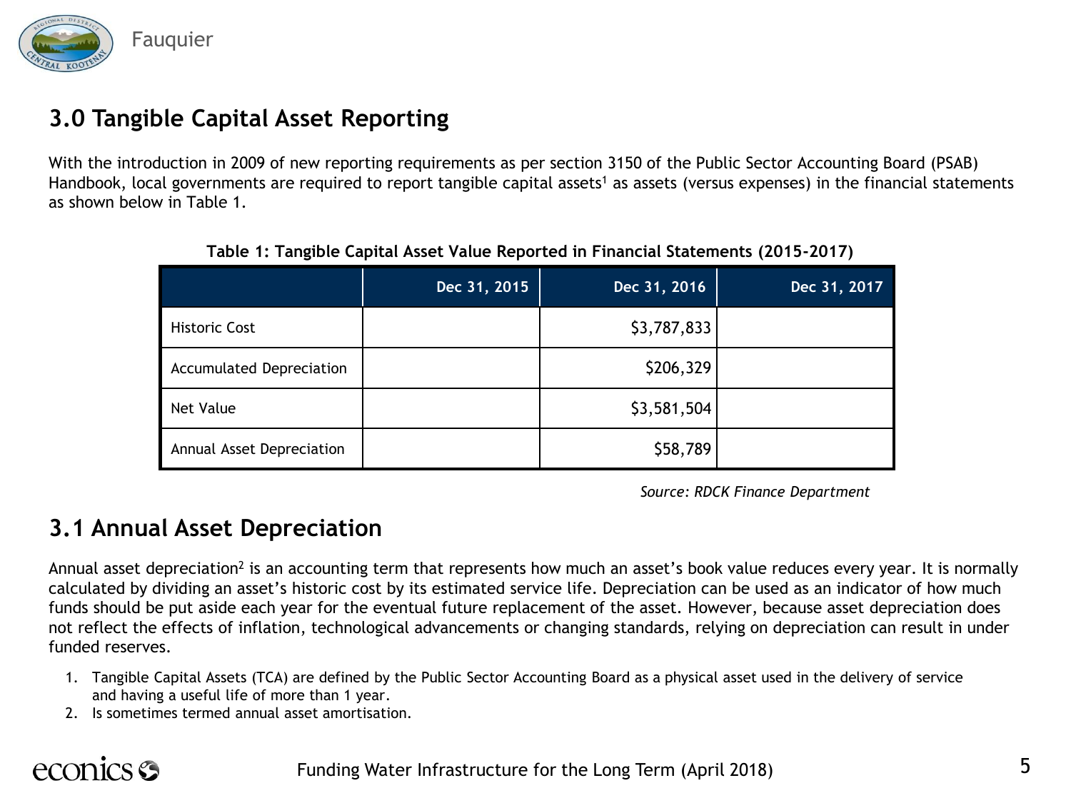## 3.0 Tangible Capital Asset Reporting

With the introduction in 2009 of new reporting requirements as per section 3150 of the Public Sector Accounting Board (PSAB) Handbook, local governments are required to report tangible capital assets[1] as assets (versus expenses) in the financial statements as shown below in Table 1.

**Table 1: Tangible Capital Asset Value Reported in Financial Statements (2015-2017)**

| | Dec 31, 2015 | Dec 31, 2016 | Dec 31, 2017 |
|---|---|---|---|
| Historic Cost | | $3,787,833 | |
| Accumulated Depreciation | | $206,329 | |
| Net Value | | $3,581,504 | |
| Annual Asset Depreciation | | $58,789 | |

*Source: RDCK Finance Department*

## 3.1 Annual Asset Depreciation

Annual asset depreciation[2] is an accounting term that represents how much an asset's book value reduces every year. It is normally calculated by dividing an asset's historic cost by its estimated service life. Depreciation can be used as an indicator of how much funds should be put aside each year for the eventual future replacement of the asset. However, because asset depreciation does not reflect the effects of inflation, technological advancements or changing standards, relying on depreciation can result in under funded reserves.

1. Tangible Capital Assets (TCA) are defined by the Public Sector Accounting Board as a physical asset used in the delivery of service and having a useful life of more than 1 year.
2. Is sometimes termed annual asset amortisation.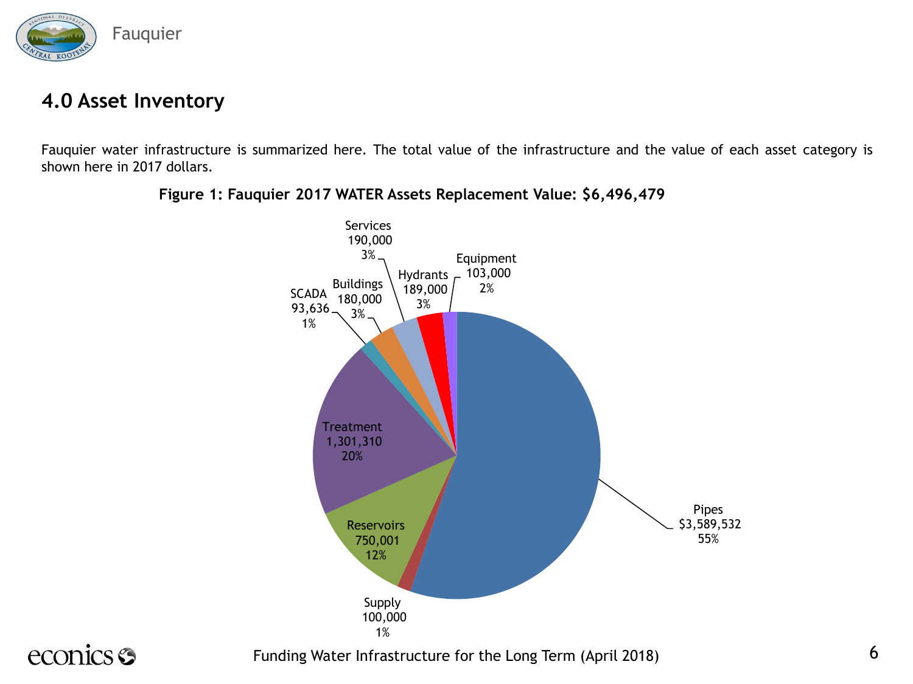## 4.0 Asset Inventory

Fauquier water infrastructure is summarized here. The total value of the infrastructure and the value of each asset category is shown here in 2017 dollars.

**Figure 1: Fauquier 2017 WATER Assets Replacement Value: $6,496,479**

| Asset Category | Value | Percent |
| --- | --- | --- |
| Pipes | $3,589,532 | 55% |
| Supply | 100,000 | 1% |
| Reservoirs | 750,001 | 12% |
| Treatment | 1,301,310 | 20% |
| SCADA | 93,636 | 1% |
| Buildings | 180,000 | 3% |
| Services | 190,000 | 3% |
| Hydrants | 189,000 | 3% |
| Equipment | 103,000 | 2% |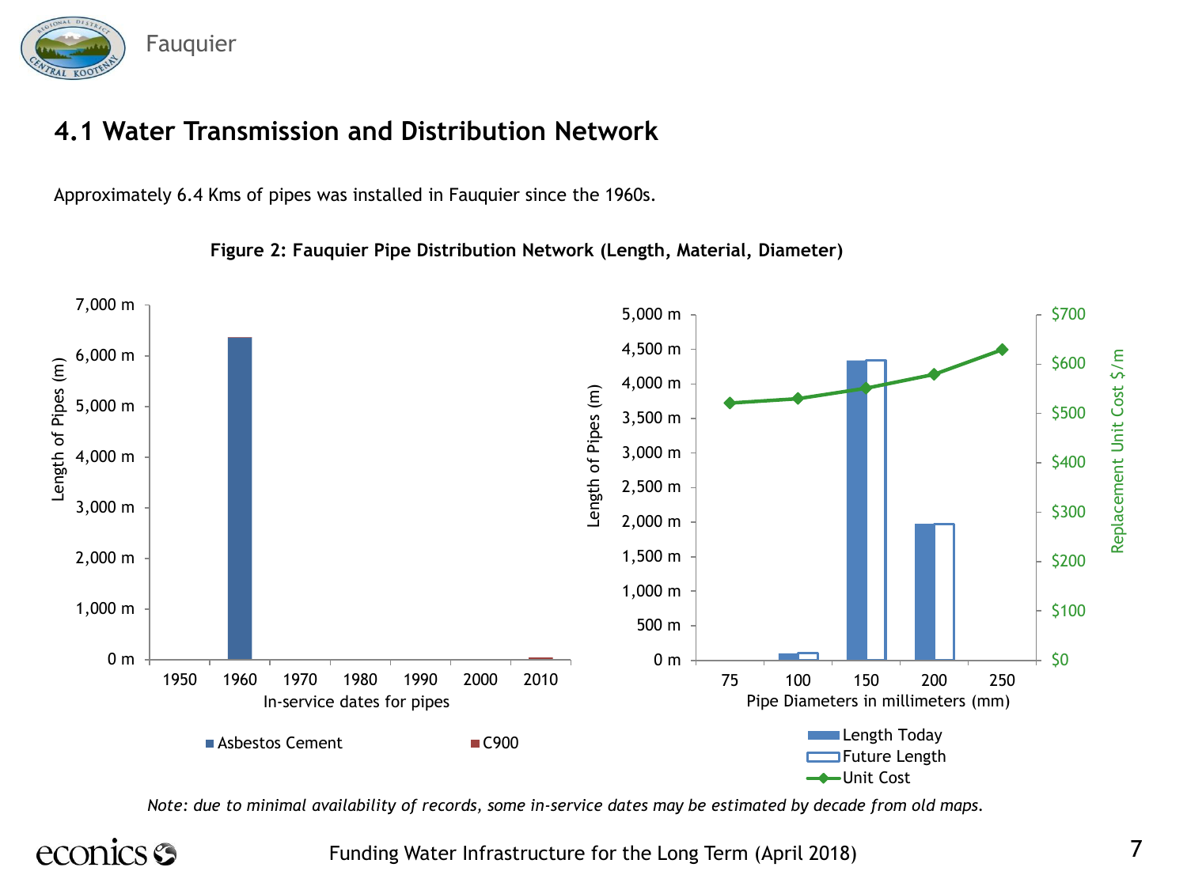## 4.1 Water Transmission and Distribution Network

Approximately 6.4 Kms of pipes was installed in Fauquier since the 1960s.

**Figure 2: Fauquier Pipe Distribution Network (Length, Material, Diameter)**

*Note: due to minimal availability of records, some in-service dates may be estimated by decade from old maps.*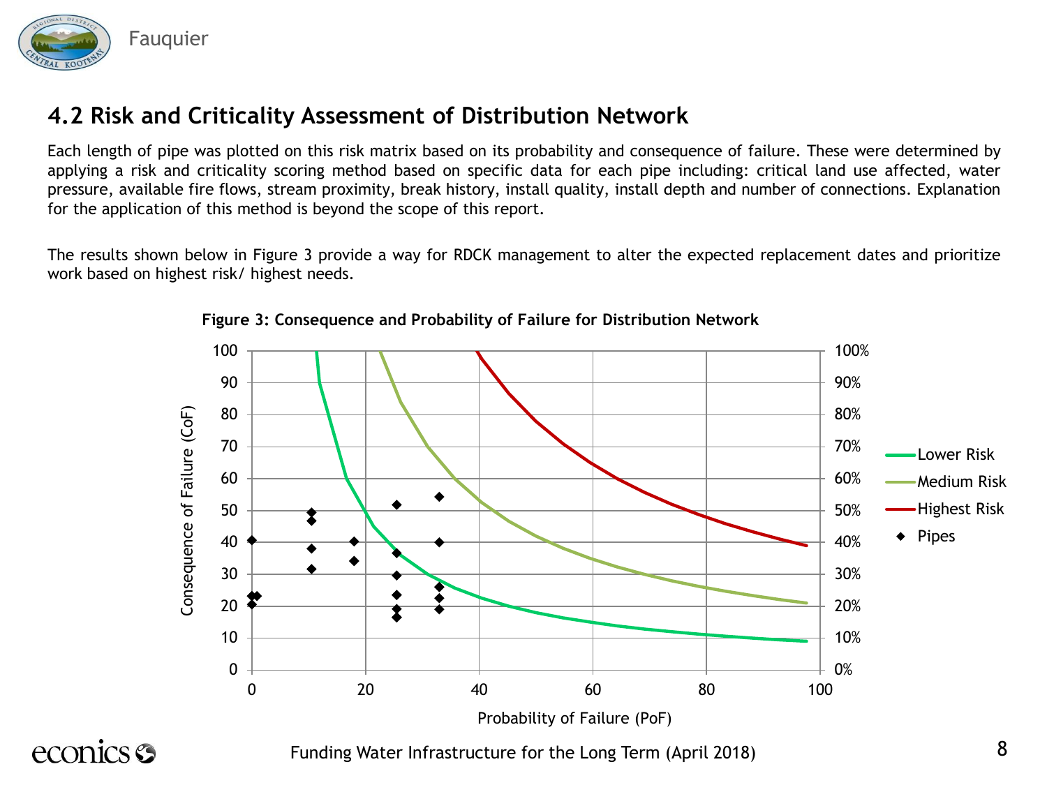## 4.2 Risk and Criticality Assessment of Distribution Network

Each length of pipe was plotted on this risk matrix based on its probability and consequence of failure. These were determined by applying a risk and criticality scoring method based on specific data for each pipe including: critical land use affected, water pressure, available fire flows, stream proximity, break history, install quality, install depth and number of connections. Explanation for the application of this method is beyond the scope of this report.

The results shown below in Figure 3 provide a way for RDCK management to alter the expected replacement dates and prioritize work based on highest risk/ highest needs.

**Figure 3: Consequence and Probability of Failure for Distribution Network**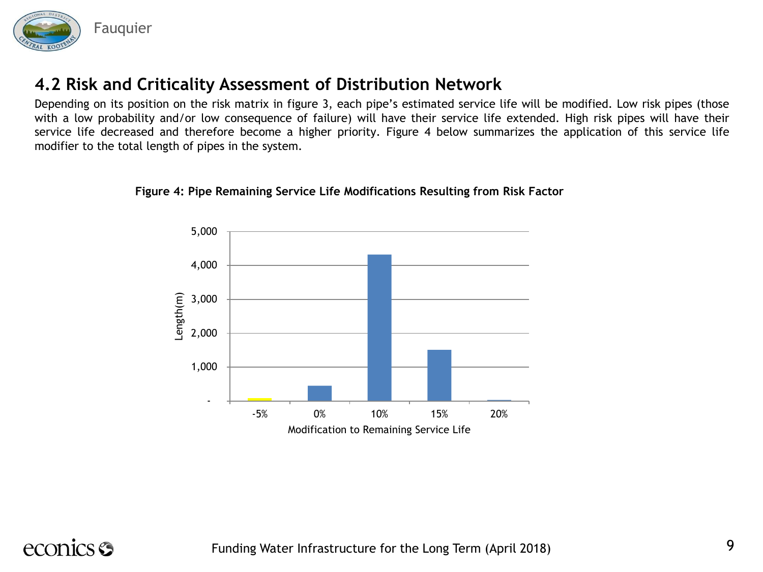## 4.2 Risk and Criticality Assessment of Distribution Network

Depending on its position on the risk matrix in figure 3, each pipe's estimated service life will be modified. Low risk pipes (those with a low probability and/or low consequence of failure) will have their service life extended. High risk pipes will have their service life decreased and therefore become a higher priority. Figure 4 below summarizes the application of this service life modifier to the total length of pipes in the system.

**Figure 4: Pipe Remaining Service Life Modifications Resulting from Risk Factor**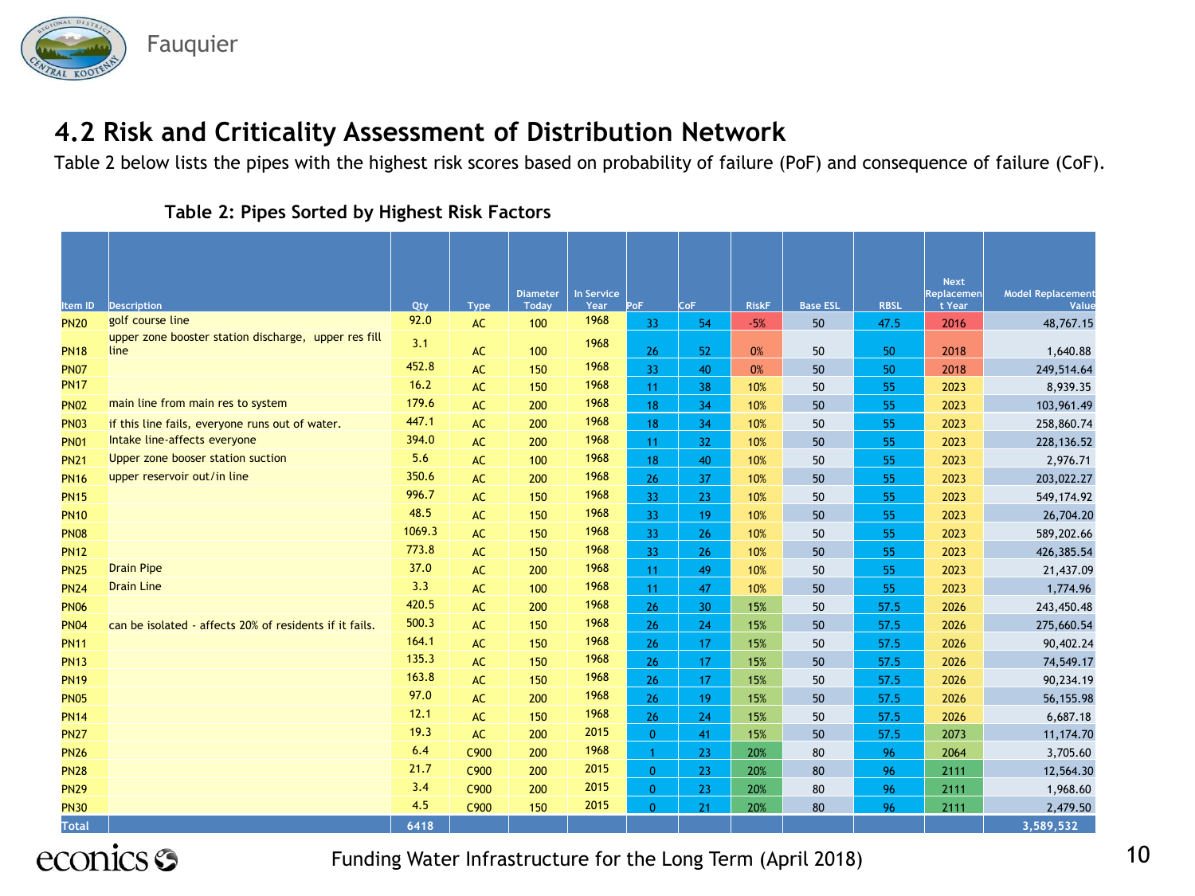## 4.2 Risk and Criticality Assessment of Distribution Network

Table 2 below lists the pipes with the highest risk scores based on probability of failure (PoF) and consequence of failure (CoF).

**Table 2: Pipes Sorted by Highest Risk Factors**

| Item ID | Description | Qty | Type | Diameter Today | In Service Year | PoF | CoF | RiskF | Base ESL | RBSL | Next Replacement Year | Model Replacement Value |
|---|---|---|---|---|---|---|---|---|---|---|---|---|
| PN20 | golf course line | 92.0 | AC | 100 | 1968 | 33 | 54 | -5% | 50 | 47.5 | 2016 | 48,767.15 |
| PN18 | upper zone booster station discharge, upper res fill line | 3.1 | AC | 100 | 1968 | 26 | 52 | 0% | 50 | 50 | 2018 | 1,640.88 |
| PN07 | | 452.8 | AC | 150 | 1968 | 33 | 40 | 0% | 50 | 50 | 2018 | 249,514.64 |
| PN17 | | 16.2 | AC | 150 | 1968 | 11 | 38 | 10% | 50 | 55 | 2023 | 8,939.35 |
| PN02 | main line from main res to system | 179.6 | AC | 200 | 1968 | 18 | 34 | 10% | 50 | 55 | 2023 | 103,961.49 |
| PN03 | if this line fails, everyone runs out of water. | 447.1 | AC | 200 | 1968 | 18 | 34 | 10% | 50 | 55 | 2023 | 258,860.74 |
| PN01 | Intake line-affects everyone | 394.0 | AC | 200 | 1968 | 11 | 32 | 10% | 50 | 55 | 2023 | 228,136.52 |
| PN21 | Upper zone booser station suction | 5.6 | AC | 100 | 1968 | 18 | 40 | 10% | 50 | 55 | 2023 | 2,976.71 |
| PN16 | upper reservoir out/in line | 350.6 | AC | 200 | 1968 | 26 | 37 | 10% | 50 | 55 | 2023 | 203,022.27 |
| PN15 | | 996.7 | AC | 150 | 1968 | 33 | 23 | 10% | 50 | 55 | 2023 | 549,174.92 |
| PN10 | | 48.5 | AC | 150 | 1968 | 33 | 19 | 10% | 50 | 55 | 2023 | 26,704.20 |
| PN08 | | 1069.3 | AC | 150 | 1968 | 33 | 26 | 10% | 50 | 55 | 2023 | 589,202.66 |
| PN12 | | 773.8 | AC | 150 | 1968 | 33 | 26 | 10% | 50 | 55 | 2023 | 426,385.54 |
| PN25 | Drain Pipe | 37.0 | AC | 200 | 1968 | 11 | 49 | 10% | 50 | 55 | 2023 | 21,437.09 |
| PN24 | Drain Line | 3.3 | AC | 100 | 1968 | 11 | 47 | 10% | 50 | 55 | 2023 | 1,774.96 |
| PN06 | | 420.5 | AC | 200 | 1968 | 26 | 30 | 15% | 50 | 57.5 | 2026 | 243,450.48 |
| PN04 | can be isolated - affects 20% of residents if it fails. | 500.3 | AC | 150 | 1968 | 26 | 24 | 15% | 50 | 57.5 | 2026 | 275,660.54 |
| PN11 | | 164.1 | AC | 150 | 1968 | 26 | 17 | 15% | 50 | 57.5 | 2026 | 90,402.24 |
| PN13 | | 135.3 | AC | 150 | 1968 | 26 | 17 | 15% | 50 | 57.5 | 2026 | 74,549.17 |
| PN19 | | 163.8 | AC | 150 | 1968 | 26 | 17 | 15% | 50 | 57.5 | 2026 | 90,234.19 |
| PN05 | | 97.0 | AC | 200 | 1968 | 26 | 19 | 15% | 50 | 57.5 | 2026 | 56,155.98 |
| PN14 | | 12.1 | AC | 150 | 1968 | 26 | 24 | 15% | 50 | 57.5 | 2026 | 6,687.18 |
| PN27 | | 19.3 | AC | 200 | 2015 | 0 | 41 | 15% | 50 | 57.5 | 2073 | 11,174.70 |
| PN26 | | 6.4 | C900 | 200 | 1968 | 1 | 23 | 20% | 80 | 96 | 2064 | 3,705.60 |
| PN28 | | 21.7 | C900 | 200 | 2015 | 0 | 23 | 20% | 80 | 96 | 2111 | 12,564.30 |
| PN29 | | 3.4 | C900 | 200 | 2015 | 0 | 23 | 20% | 80 | 96 | 2111 | 1,968.60 |
| PN30 | | 4.5 | C900 | 150 | 2015 | 0 | 21 | 20% | 80 | 96 | 2111 | 2,479.50 |
| Total | | 6418 | | | | | | | | | | 3,589,532 |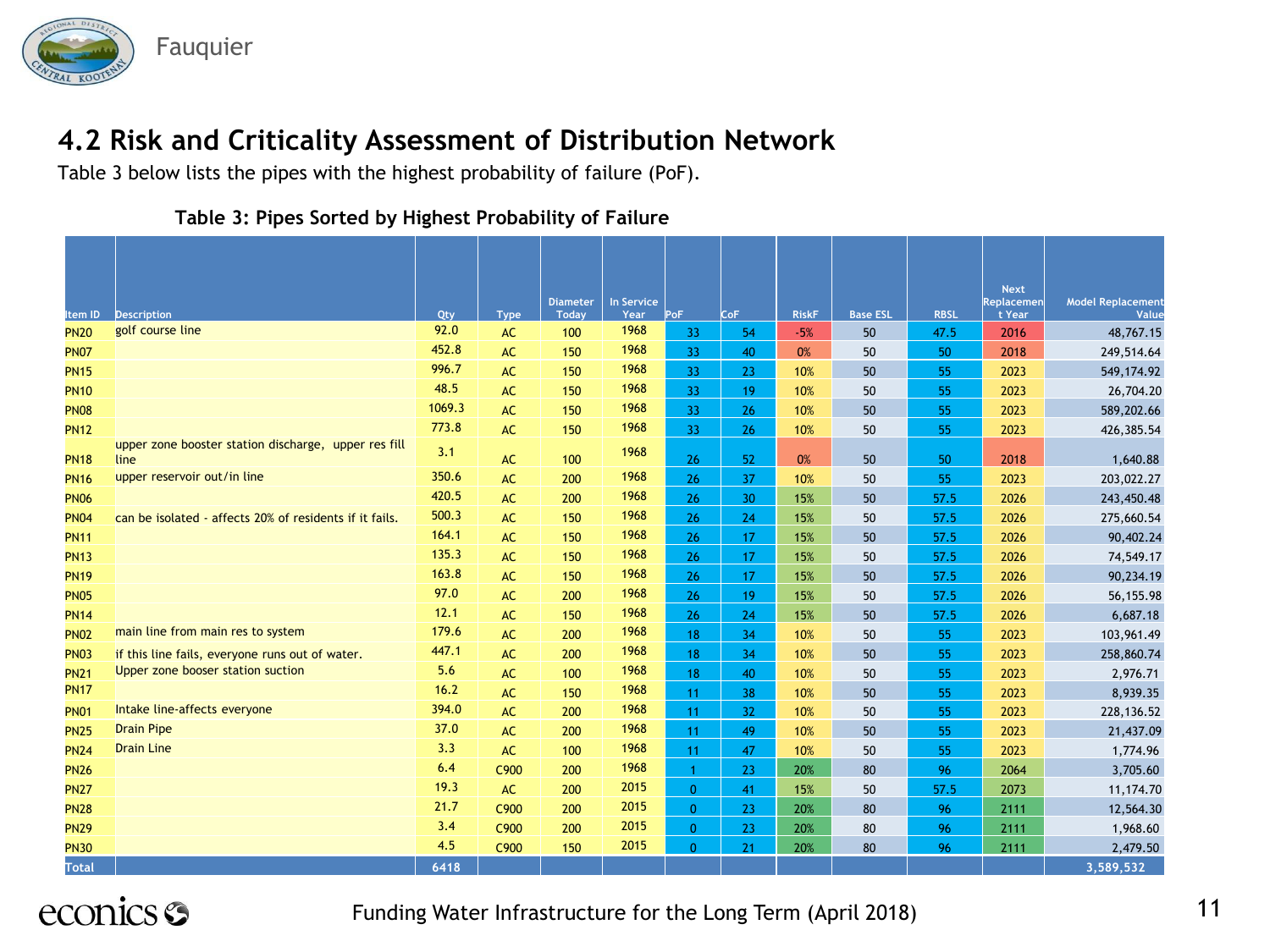## 4.2 Risk and Criticality Assessment of Distribution Network

Table 3 below lists the pipes with the highest probability of failure (PoF).

**Table 3: Pipes Sorted by Highest Probability of Failure**

| Item ID | Description | Qty | Type | Diameter Today | In Service Year | PoF | CoF | RiskF | Base ESL | RBSL | Next Replacement Year | Model Replacement Value |
|---|---|---|---|---|---|---|---|---|---|---|---|---|
| PN20 | golf course line | 92.0 | AC | 100 | 1968 | 33 | 54 | -5% | 50 | 47.5 | 2016 | 48,767.15 |
| PN07 | | 452.8 | AC | 150 | 1968 | 33 | 40 | 0% | 50 | 50 | 2018 | 249,514.64 |
| PN15 | | 996.7 | AC | 150 | 1968 | 33 | 23 | 10% | 50 | 55 | 2023 | 549,174.92 |
| PN10 | | 48.5 | AC | 150 | 1968 | 33 | 19 | 10% | 50 | 55 | 2023 | 26,704.20 |
| PN08 | | 1069.3 | AC | 150 | 1968 | 33 | 26 | 10% | 50 | 55 | 2023 | 589,202.66 |
| PN12 | | 773.8 | AC | 150 | 1968 | 33 | 26 | 10% | 50 | 55 | 2023 | 426,385.54 |
| PN18 | upper zone booster station discharge, upper res fill line | 3.1 | AC | 100 | 1968 | 26 | 52 | 0% | 50 | 50 | 2018 | 1,640.88 |
| PN16 | upper reservoir out/in line | 350.6 | AC | 200 | 1968 | 26 | 37 | 10% | 50 | 55 | 2023 | 203,022.27 |
| PN06 | | 420.5 | AC | 200 | 1968 | 26 | 30 | 15% | 50 | 57.5 | 2026 | 243,450.48 |
| PN04 | can be isolated - affects 20% of residents if it fails. | 500.3 | AC | 150 | 1968 | 26 | 24 | 15% | 50 | 57.5 | 2026 | 275,660.54 |
| PN11 | | 164.1 | AC | 150 | 1968 | 26 | 17 | 15% | 50 | 57.5 | 2026 | 90,402.24 |
| PN13 | | 135.3 | AC | 150 | 1968 | 26 | 17 | 15% | 50 | 57.5 | 2026 | 74,549.17 |
| PN19 | | 163.8 | AC | 150 | 1968 | 26 | 17 | 15% | 50 | 57.5 | 2026 | 90,234.19 |
| PN05 | | 97.0 | AC | 200 | 1968 | 26 | 19 | 15% | 50 | 57.5 | 2026 | 56,155.98 |
| PN14 | | 12.1 | AC | 150 | 1968 | 26 | 24 | 15% | 50 | 57.5 | 2026 | 6,687.18 |
| PN02 | main line from main res to system | 179.6 | AC | 200 | 1968 | 18 | 34 | 10% | 50 | 55 | 2023 | 103,961.49 |
| PN03 | if this line fails, everyone runs out of water. | 447.1 | AC | 200 | 1968 | 18 | 34 | 10% | 50 | 55 | 2023 | 258,860.74 |
| PN21 | Upper zone booser station suction | 5.6 | AC | 100 | 1968 | 18 | 40 | 10% | 50 | 55 | 2023 | 2,976.71 |
| PN17 | | 16.2 | AC | 150 | 1968 | 11 | 38 | 10% | 50 | 55 | 2023 | 8,939.35 |
| PN01 | Intake line-affects everyone | 394.0 | AC | 200 | 1968 | 11 | 32 | 10% | 50 | 55 | 2023 | 228,136.52 |
| PN25 | Drain Pipe | 37.0 | AC | 200 | 1968 | 11 | 49 | 10% | 50 | 55 | 2023 | 21,437.09 |
| PN24 | Drain Line | 3.3 | AC | 100 | 1968 | 11 | 47 | 10% | 50 | 55 | 2023 | 1,774.96 |
| PN26 | | 6.4 | C900 | 200 | 1968 | 1 | 23 | 20% | 80 | 96 | 2064 | 3,705.60 |
| PN27 | | 19.3 | AC | 200 | 2015 | 0 | 41 | 15% | 50 | 57.5 | 2073 | 11,174.70 |
| PN28 | | 21.7 | C900 | 200 | 2015 | 0 | 23 | 20% | 80 | 96 | 2111 | 12,564.30 |
| PN29 | | 3.4 | C900 | 200 | 2015 | 0 | 23 | 20% | 80 | 96 | 2111 | 1,968.60 |
| PN30 | | 4.5 | C900 | 150 | 2015 | 0 | 21 | 20% | 80 | 96 | 2111 | 2,479.50 |
| Total | | 6418 | | | | | | | | | | 3,589,532 |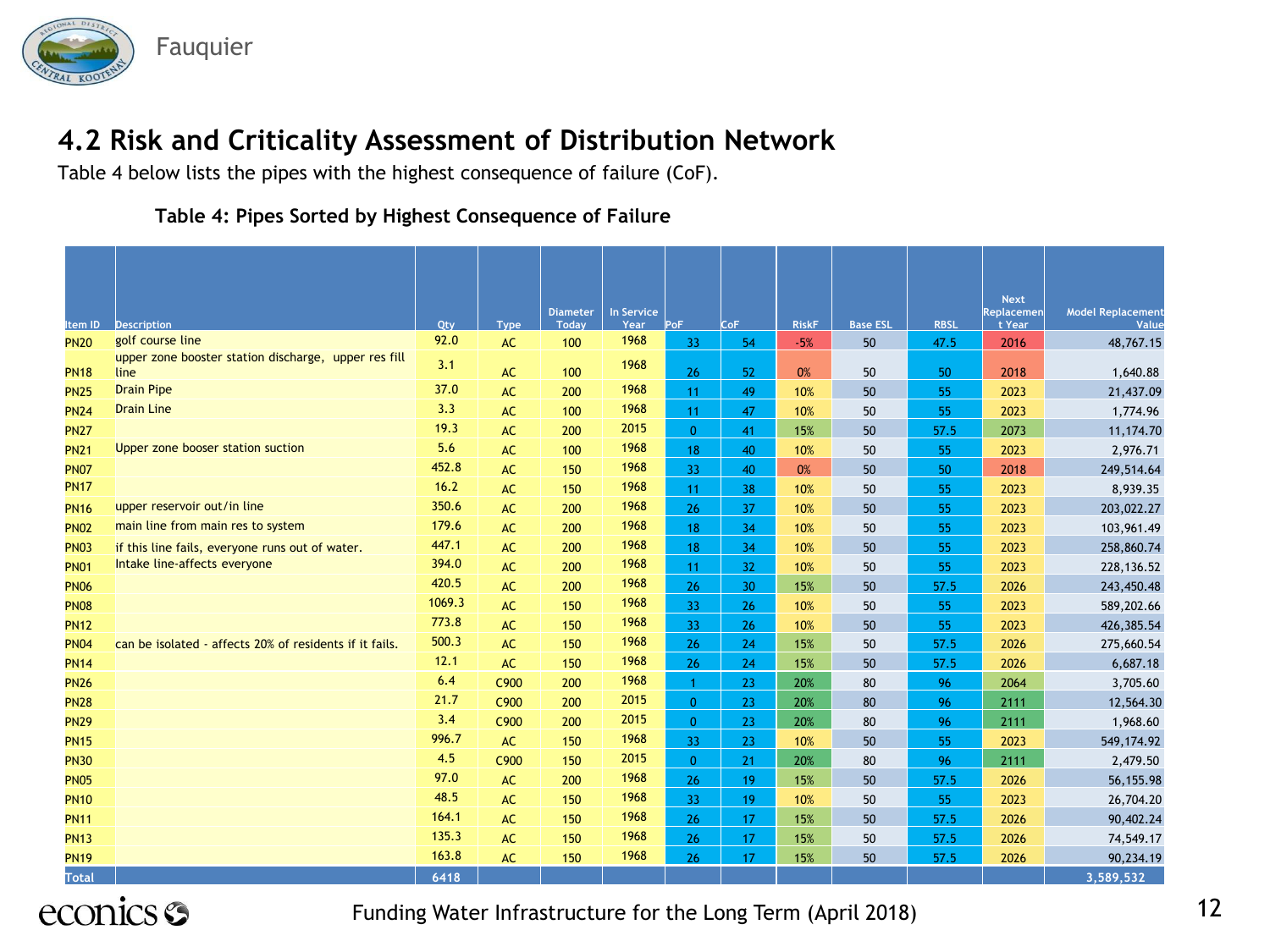## 4.2 Risk and Criticality Assessment of Distribution Network

Table 4 below lists the pipes with the highest consequence of failure (CoF).

**Table 4: Pipes Sorted by Highest Consequence of Failure**

| Item ID | Description | Qty | Type | Diameter Today | In Service Year | PoF | CoF | RiskF | Base ESL | RBSL | Next Replacement Year | Model Replacement Value |
|---|---|---|---|---|---|---|---|---|---|---|---|---|
| PN20 | golf course line | 92.0 | AC | 100 | 1968 | 33 | 54 | -5% | 50 | 47.5 | 2016 | 48,767.15 |
| PN18 | upper zone booster station discharge, upper res fill line | 3.1 | AC | 100 | 1968 | 26 | 52 | 0% | 50 | 50 | 2018 | 1,640.88 |
| PN25 | Drain Pipe | 37.0 | AC | 200 | 1968 | 11 | 49 | 10% | 50 | 55 | 2023 | 21,437.09 |
| PN24 | Drain Line | 3.3 | AC | 100 | 1968 | 11 | 47 | 10% | 50 | 55 | 2023 | 1,774.96 |
| PN27 | | 19.3 | AC | 200 | 2015 | 0 | 41 | 15% | 50 | 57.5 | 2073 | 11,174.70 |
| PN21 | Upper zone booser station suction | 5.6 | AC | 100 | 1968 | 18 | 40 | 10% | 50 | 55 | 2023 | 2,976.71 |
| PN07 | | 452.8 | AC | 150 | 1968 | 33 | 40 | 0% | 50 | 50 | 2018 | 249,514.64 |
| PN17 | | 16.2 | AC | 150 | 1968 | 11 | 38 | 10% | 50 | 55 | 2023 | 8,939.35 |
| PN16 | upper reservoir out/in line | 350.6 | AC | 200 | 1968 | 26 | 37 | 10% | 50 | 55 | 2023 | 203,022.27 |
| PN02 | main line from main res to system | 179.6 | AC | 200 | 1968 | 18 | 34 | 10% | 50 | 55 | 2023 | 103,961.49 |
| PN03 | if this line fails, everyone runs out of water. | 447.1 | AC | 200 | 1968 | 18 | 34 | 10% | 50 | 55 | 2023 | 258,860.74 |
| PN01 | Intake line-affects everyone | 394.0 | AC | 200 | 1968 | 11 | 32 | 10% | 50 | 55 | 2023 | 228,136.52 |
| PN06 | | 420.5 | AC | 200 | 1968 | 26 | 30 | 15% | 50 | 57.5 | 2026 | 243,450.48 |
| PN08 | | 1069.3 | AC | 150 | 1968 | 33 | 26 | 10% | 50 | 55 | 2023 | 589,202.66 |
| PN12 | | 773.8 | AC | 150 | 1968 | 33 | 26 | 10% | 50 | 55 | 2023 | 426,385.54 |
| PN04 | can be isolated - affects 20% of residents if it fails. | 500.3 | AC | 150 | 1968 | 26 | 24 | 15% | 50 | 57.5 | 2026 | 275,660.54 |
| PN14 | | 12.1 | AC | 150 | 1968 | 26 | 24 | 15% | 50 | 57.5 | 2026 | 6,687.18 |
| PN26 | | 6.4 | C900 | 200 | 1968 | 1 | 23 | 20% | 80 | 96 | 2064 | 3,705.60 |
| PN28 | | 21.7 | C900 | 200 | 2015 | 0 | 23 | 20% | 80 | 96 | 2111 | 12,564.30 |
| PN29 | | 3.4 | C900 | 200 | 2015 | 0 | 23 | 20% | 80 | 96 | 2111 | 1,968.60 |
| PN15 | | 996.7 | AC | 150 | 1968 | 33 | 23 | 10% | 50 | 55 | 2023 | 549,174.92 |
| PN30 | | 4.5 | C900 | 150 | 2015 | 0 | 21 | 20% | 80 | 96 | 2111 | 2,479.50 |
| PN05 | | 97.0 | AC | 200 | 1968 | 26 | 19 | 15% | 50 | 57.5 | 2026 | 56,155.98 |
| PN10 | | 48.5 | AC | 150 | 1968 | 33 | 19 | 10% | 50 | 55 | 2023 | 26,704.20 |
| PN11 | | 164.1 | AC | 150 | 1968 | 26 | 17 | 15% | 50 | 57.5 | 2026 | 90,402.24 |
| PN13 | | 135.3 | AC | 150 | 1968 | 26 | 17 | 15% | 50 | 57.5 | 2026 | 74,549.17 |
| PN19 | | 163.8 | AC | 150 | 1968 | 26 | 17 | 15% | 50 | 57.5 | 2026 | 90,234.19 |
| Total | | 6418 | | | | | | | | | | 3,589,532 |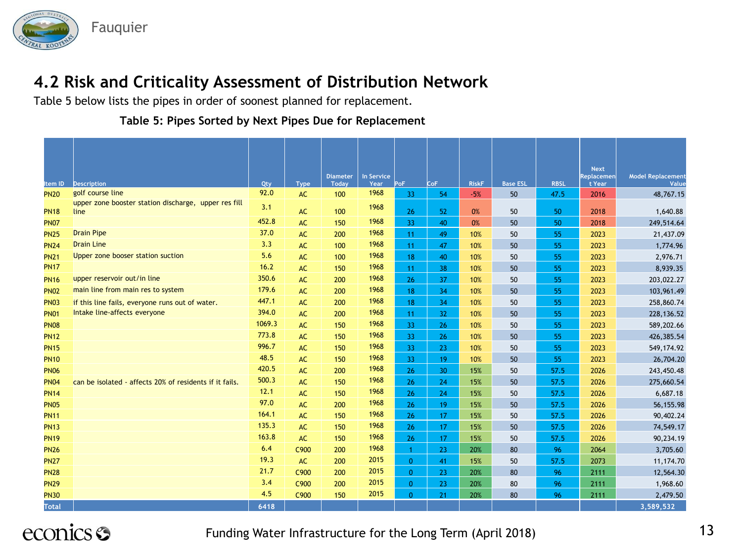## 4.2 Risk and Criticality Assessment of Distribution Network

Table 5 below lists the pipes in order of soonest planned for replacement.

**Table 5: Pipes Sorted by Next Pipes Due for Replacement**

| Item ID | Description | Qty | Type | Diameter Today | In Service Year | PoF | CoF | RiskF | Base ESL | RBSL | Next Replacement Year | Model Replacement Value |
|---|---|---|---|---|---|---|---|---|---|---|---|---|
| PN20 | golf course line | 92.0 | AC | 100 | 1968 | 33 | 54 | -5% | 50 | 47.5 | 2016 | 48,767.15 |
| PN18 | upper zone booster station discharge, upper res fill line | 3.1 | AC | 100 | 1968 | 26 | 52 | 0% | 50 | 50 | 2018 | 1,640.88 |
| PN07 | | 452.8 | AC | 150 | 1968 | 33 | 40 | 0% | 50 | 50 | 2018 | 249,514.64 |
| PN25 | Drain Pipe | 37.0 | AC | 200 | 1968 | 11 | 49 | 10% | 50 | 55 | 2023 | 21,437.09 |
| PN24 | Drain Line | 3.3 | AC | 100 | 1968 | 11 | 47 | 10% | 50 | 55 | 2023 | 1,774.96 |
| PN21 | Upper zone booser station suction | 5.6 | AC | 100 | 1968 | 18 | 40 | 10% | 50 | 55 | 2023 | 2,976.71 |
| PN17 | | 16.2 | AC | 150 | 1968 | 11 | 38 | 10% | 50 | 55 | 2023 | 8,939.35 |
| PN16 | upper reservoir out/in line | 350.6 | AC | 200 | 1968 | 26 | 37 | 10% | 50 | 55 | 2023 | 203,022.27 |
| PN02 | main line from main res to system | 179.6 | AC | 200 | 1968 | 18 | 34 | 10% | 50 | 55 | 2023 | 103,961.49 |
| PN03 | if this line fails, everyone runs out of water. | 447.1 | AC | 200 | 1968 | 18 | 34 | 10% | 50 | 55 | 2023 | 258,860.74 |
| PN01 | Intake line-affects everyone | 394.0 | AC | 200 | 1968 | 11 | 32 | 10% | 50 | 55 | 2023 | 228,136.52 |
| PN08 | | 1069.3 | AC | 150 | 1968 | 33 | 26 | 10% | 50 | 55 | 2023 | 589,202.66 |
| PN12 | | 773.8 | AC | 150 | 1968 | 33 | 26 | 10% | 50 | 55 | 2023 | 426,385.54 |
| PN15 | | 996.7 | AC | 150 | 1968 | 33 | 23 | 10% | 50 | 55 | 2023 | 549,174.92 |
| PN10 | | 48.5 | AC | 150 | 1968 | 33 | 19 | 10% | 50 | 55 | 2023 | 26,704.20 |
| PN06 | | 420.5 | AC | 200 | 1968 | 26 | 30 | 15% | 50 | 57.5 | 2026 | 243,450.48 |
| PN04 | can be isolated - affects 20% of residents if it fails. | 500.3 | AC | 150 | 1968 | 26 | 24 | 15% | 50 | 57.5 | 2026 | 275,660.54 |
| PN14 | | 12.1 | AC | 150 | 1968 | 26 | 24 | 15% | 50 | 57.5 | 2026 | 6,687.18 |
| PN05 | | 97.0 | AC | 200 | 1968 | 26 | 19 | 15% | 50 | 57.5 | 2026 | 56,155.98 |
| PN11 | | 164.1 | AC | 150 | 1968 | 26 | 17 | 15% | 50 | 57.5 | 2026 | 90,402.24 |
| PN13 | | 135.3 | AC | 150 | 1968 | 26 | 17 | 15% | 50 | 57.5 | 2026 | 74,549.17 |
| PN19 | | 163.8 | AC | 150 | 1968 | 26 | 17 | 15% | 50 | 57.5 | 2026 | 90,234.19 |
| PN26 | | 6.4 | C900 | 200 | 1968 | 1 | 23 | 20% | 80 | 96 | 2064 | 3,705.60 |
| PN27 | | 19.3 | AC | 200 | 2015 | 0 | 41 | 15% | 50 | 57.5 | 2073 | 11,174.70 |
| PN28 | | 21.7 | C900 | 200 | 2015 | 0 | 23 | 20% | 80 | 96 | 2111 | 12,564.30 |
| PN29 | | 3.4 | C900 | 200 | 2015 | 0 | 23 | 20% | 80 | 96 | 2111 | 1,968.60 |
| PN30 | | 4.5 | C900 | 150 | 2015 | 0 | 21 | 20% | 80 | 96 | 2111 | 2,479.50 |
| Total | | 6418 | | | | | | | | | | 3,589,532 |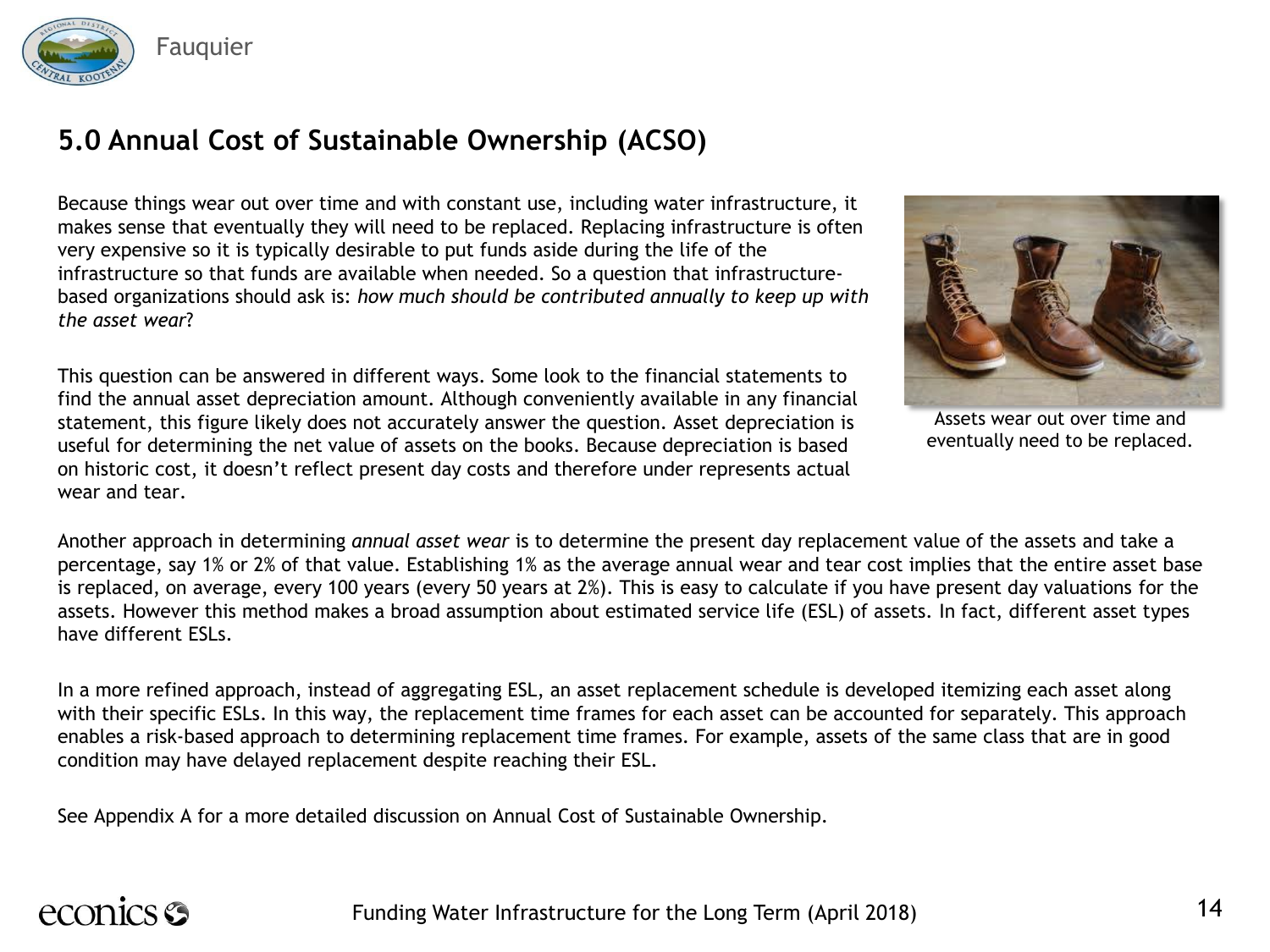# 5.0 Annual Cost of Sustainable Ownership (ACSO)

Because things wear out over time and with constant use, including water infrastructure, it makes sense that eventually they will need to be replaced. Replacing infrastructure is often very expensive so it is typically desirable to put funds aside during the life of the infrastructure so that funds are available when needed. So a question that infrastructure-based organizations should ask is: *how much should be contributed annually to keep up with the asset wear*?

This question can be answered in different ways. Some look to the financial statements to find the annual asset depreciation amount. Although conveniently available in any financial statement, this figure likely does not accurately answer the question. Asset depreciation is useful for determining the net value of assets on the books. Because depreciation is based on historic cost, it doesn't reflect present day costs and therefore under represents actual wear and tear.

Assets wear out over time and eventually need to be replaced.

Another approach in determining *annual asset wear* is to determine the present day replacement value of the assets and take a percentage, say 1% or 2% of that value. Establishing 1% as the average annual wear and tear cost implies that the entire asset base is replaced, on average, every 100 years (every 50 years at 2%). This is easy to calculate if you have present day valuations for the assets. However this method makes a broad assumption about estimated service life (ESL) of assets. In fact, different asset types have different ESLs.

In a more refined approach, instead of aggregating ESL, an asset replacement schedule is developed itemizing each asset along with their specific ESLs. In this way, the replacement time frames for each asset can be accounted for separately. This approach enables a risk-based approach to determining replacement time frames. For example, assets of the same class that are in good condition may have delayed replacement despite reaching their ESL.

See Appendix A for a more detailed discussion on Annual Cost of Sustainable Ownership.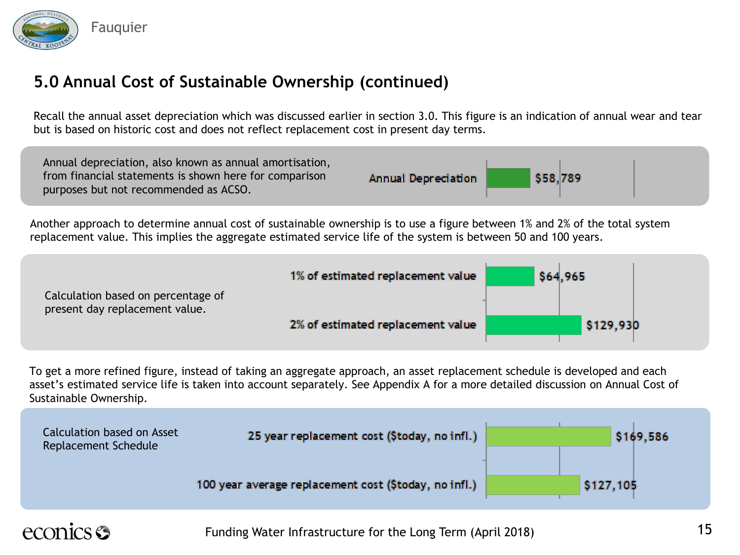## 5.0 Annual Cost of Sustainable Ownership (continued)

Recall the annual asset depreciation which was discussed earlier in section 3.0. This figure is an indication of annual wear and tear but is based on historic cost and does not reflect replacement cost in present day terms.

Annual depreciation, also known as annual amortisation, from financial statements is shown here for comparison purposes but not recommended as ACSO.

| | |
|---|---|
| Annual Depreciation | $58,789 |

Another approach to determine annual cost of sustainable ownership is to use a figure between 1% and 2% of the total system replacement value. This implies the aggregate estimated service life of the system is between 50 and 100 years.

Calculation based on percentage of present day replacement value.

| | |
|---|---|
| 1% of estimated replacement value | $64,965 |
| 2% of estimated replacement value | $129,930 |

To get a more refined figure, instead of taking an aggregate approach, an asset replacement schedule is developed and each asset's estimated service life is taken into account separately. See Appendix A for a more detailed discussion on Annual Cost of Sustainable Ownership.

Calculation based on Asset Replacement Schedule

| | |
|---|---|
| 25 year replacement cost ($today, no infl.) | $169,586 |
| 100 year average replacement cost ($today, no infl.) | $127,105 |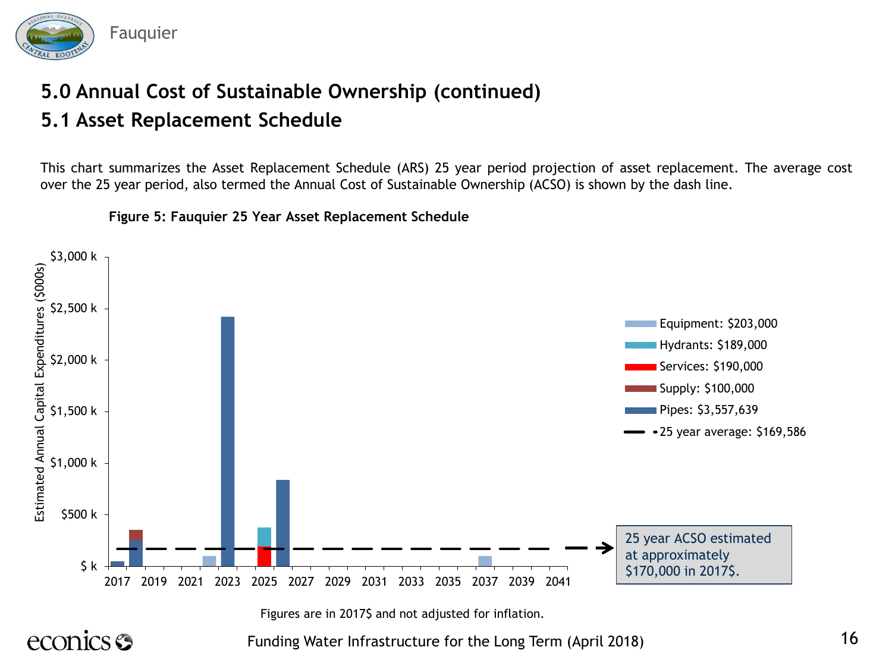# 5.0 Annual Cost of Sustainable Ownership (continued)

## 5.1 Asset Replacement Schedule

This chart summarizes the Asset Replacement Schedule (ARS) 25 year period projection of asset replacement. The average cost over the 25 year period, also termed the Annual Cost of Sustainable Ownership (ACSO) is shown by the dash line.

**Figure 5: Fauquier 25 Year Asset Replacement Schedule**

Estimated Annual Capital Expenditures ($000s)

- Equipment: $203,000
- Hydrants: $189,000
- Services: $190,000
- Supply: $100,000
- Pipes: $3,557,639
- 25 year average: $169,586

25 year ACSO estimated at approximately $170,000 in 2017$.

Figures are in 2017$ and not adjusted for inflation.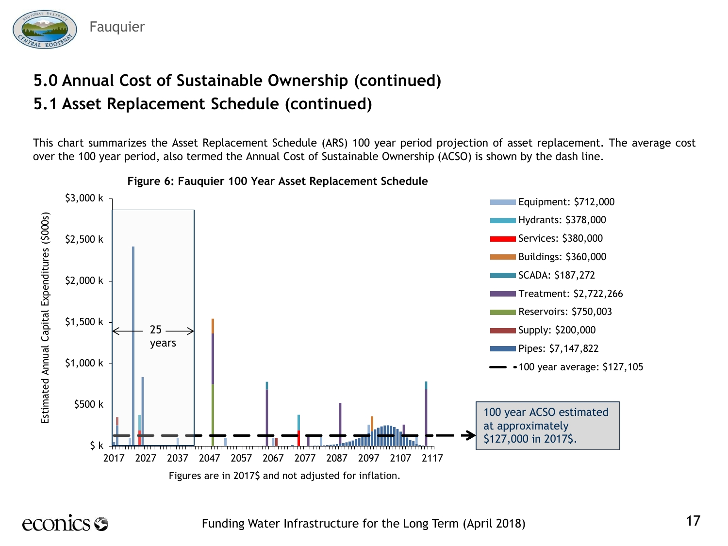## 5.0 Annual Cost of Sustainable Ownership (continued)

## 5.1 Asset Replacement Schedule (continued)

This chart summarizes the Asset Replacement Schedule (ARS) 100 year period projection of asset replacement. The average cost over the 100 year period, also termed the Annual Cost of Sustainable Ownership (ACSO) is shown by the dash line.

**Figure 6: Fauquier 100 Year Asset Replacement Schedule**

Estimated Annual Capital Expenditures ($000s)

$3,000 k, $2,500 k, $2,000 k, $1,500 k, $1,000 k, $500 k, $ k

2017 2027 2037 2047 2057 2067 2077 2087 2097 2107 2117

25 years

- Equipment: $712,000
- Hydrants: $378,000
- Services: $380,000
- Buildings: $360,000
- SCADA: $187,272
- Treatment: $2,722,266
- Reservoirs: $750,003
- Supply: $200,000
- Pipes: $7,147,822
- 100 year average: $127,105

100 year ACSO estimated at approximately $127,000 in 2017$.

Figures are in 2017$ and not adjusted for inflation.

Funding Water Infrastructure for the Long Term (April 2018)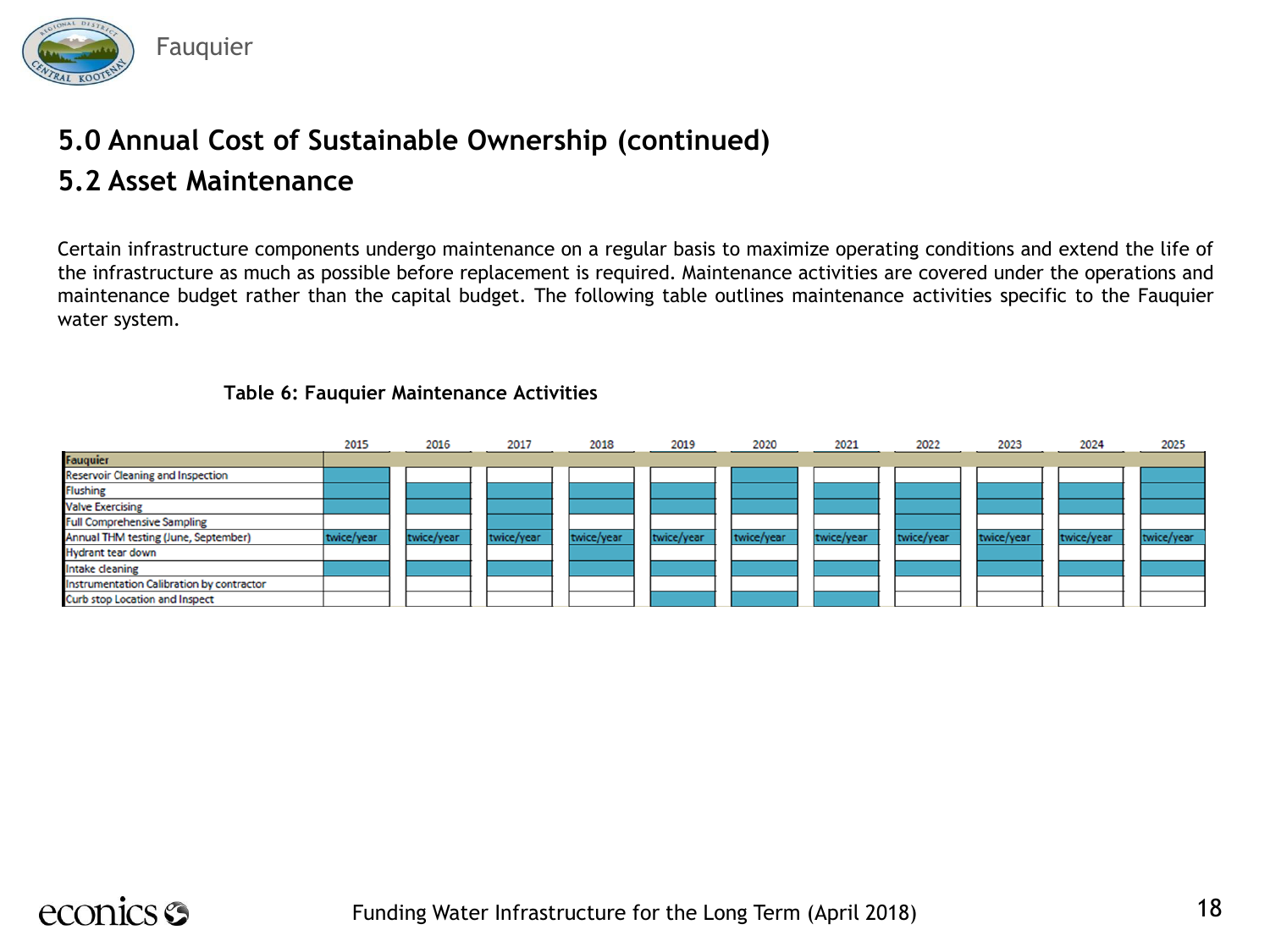## 5.0 Annual Cost of Sustainable Ownership (continued)

## 5.2 Asset Maintenance

Certain infrastructure components undergo maintenance on a regular basis to maximize operating conditions and extend the life of the infrastructure as much as possible before replacement is required. Maintenance activities are covered under the operations and maintenance budget rather than the capital budget. The following table outlines maintenance activities specific to the Fauquier water system.

**Table 6: Fauquier Maintenance Activities**

| | 2015 | 2016 | 2017 | 2018 | 2019 | 2020 | 2021 | 2022 | 2023 | 2024 | 2025 |
|---|---|---|---|---|---|---|---|---|---|---|---|
| **Fauquier** | | | | | | | | | | | |
| Reservoir Cleaning and Inspection | ■ | | | | | ■ | | | | | ■ |
| Flushing | ■ | ■ | ■ | ■ | ■ | ■ | ■ | ■ | ■ | ■ | ■ |
| Valve Exercising | ■ | ■ | ■ | ■ | ■ | ■ | ■ | ■ | ■ | ■ | ■ |
| Full Comprehensive Sampling | | | ■ | | | | | ■ | | | |
| Annual THM testing (June, September) | twice/year | twice/year | twice/year | twice/year | twice/year | twice/year | twice/year | twice/year | twice/year | twice/year | twice/year |
| Hydrant tear down | | | | ■ | | | | | ■ | | |
| Intake cleaning | ■ | ■ | ■ | ■ | ■ | ■ | ■ | ■ | ■ | ■ | ■ |
| Instrumentation Calibration by contractor | | | | | | | | | | | |
| Curb stop Location and Inspect | | | | | ■ | ■ | ■ | | | | |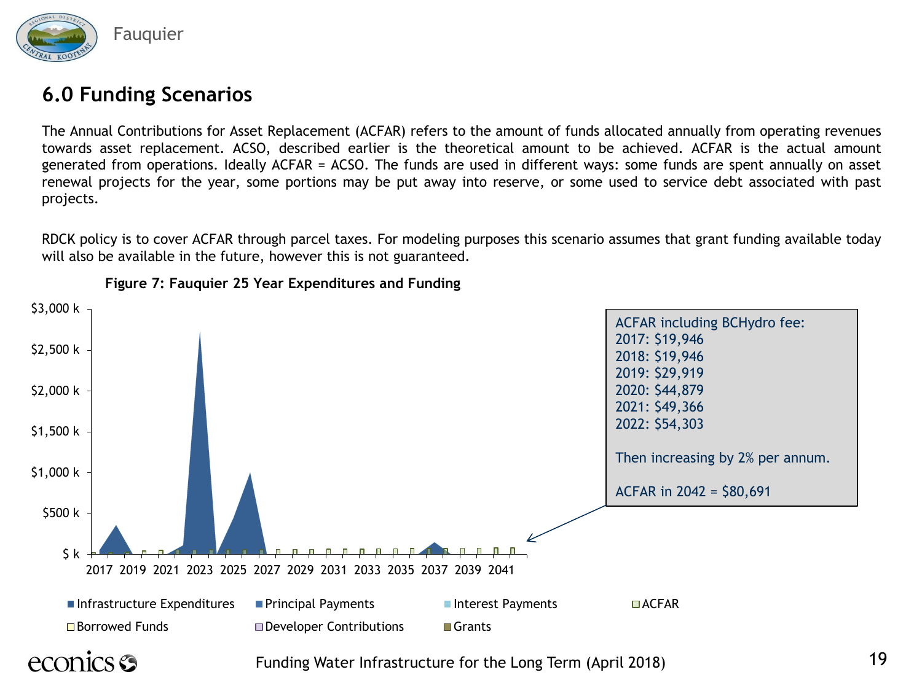## 6.0 Funding Scenarios

The Annual Contributions for Asset Replacement (ACFAR) refers to the amount of funds allocated annually from operating revenues towards asset replacement. ACSO, described earlier is the theoretical amount to be achieved. ACFAR is the actual amount generated from operations. Ideally ACFAR = ACSO. The funds are used in different ways: some funds are spent annually on asset renewal projects for the year, some portions may be put away into reserve, or some used to service debt associated with past projects.

RDCK policy is to cover ACFAR through parcel taxes. For modeling purposes this scenario assumes that grant funding available today will also be available in the future, however this is not guaranteed.

**Figure 7: Fauquier 25 Year Expenditures and Funding**

ACFAR including BCHydro fee:
2017: $19,946
2018: $19,946
2019: $29,919
2020: $44,879
2021: $49,366
2022: $54,303

Then increasing by 2% per annum.

ACFAR in 2042 = $80,691

Legend: Infrastructure Expenditures, Principal Payments, Interest Payments, ACFAR, Borrowed Funds, Developer Contributions, Grants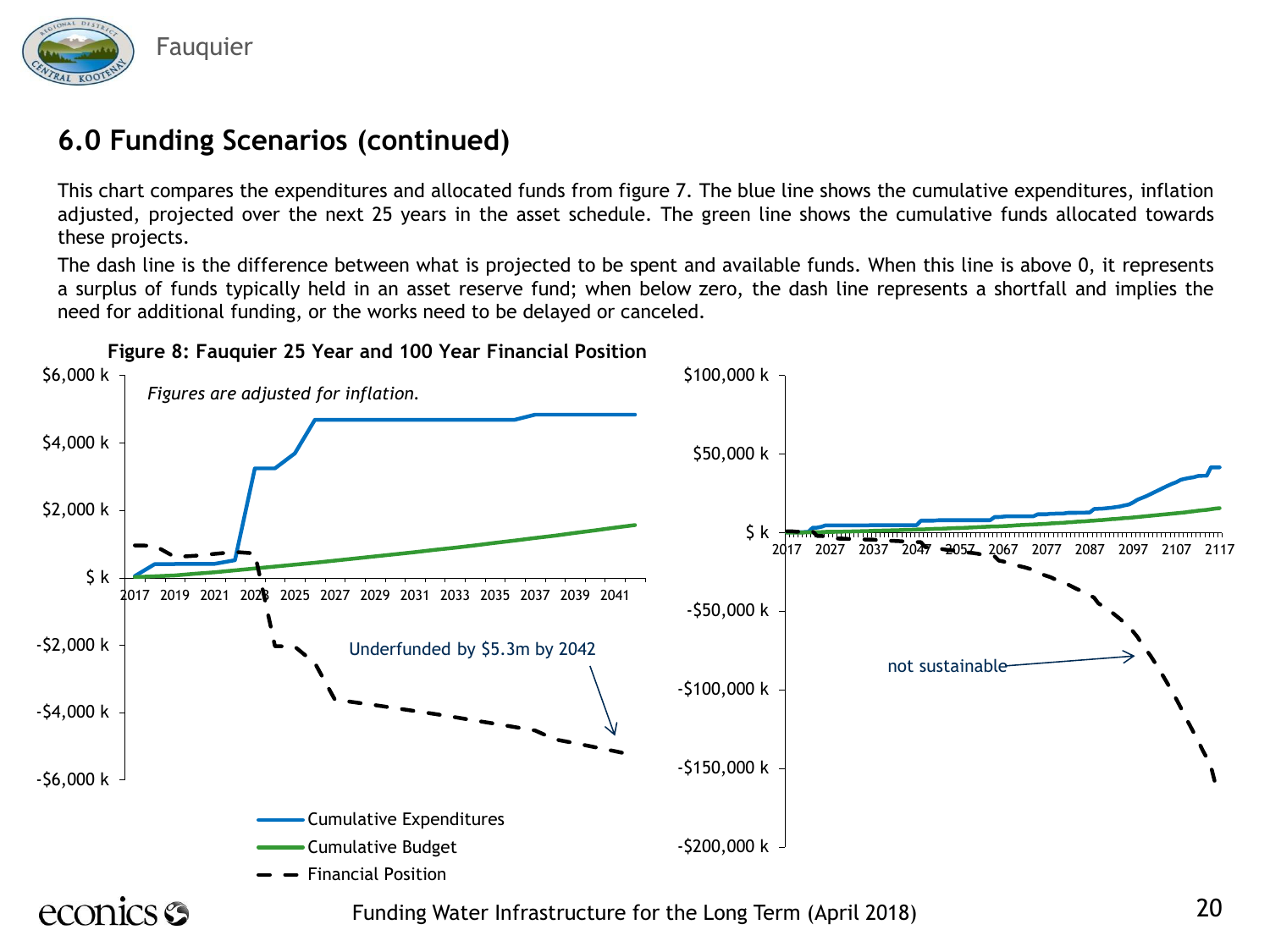## 6.0 Funding Scenarios (continued)

This chart compares the expenditures and allocated funds from figure 7. The blue line shows the cumulative expenditures, inflation adjusted, projected over the next 25 years in the asset schedule. The green line shows the cumulative funds allocated towards these projects.

The dash line is the difference between what is projected to be spent and available funds. When this line is above 0, it represents a surplus of funds typically held in an asset reserve fund; when below zero, the dash line represents a shortfall and implies the need for additional funding, or the works need to be delayed or canceled.

**Figure 8: Fauquier 25 Year and 100 Year Financial Position**

*Figures are adjusted for inflation.*

Underfunded by $5.3m by 2042

not sustainable

Cumulative Expenditures
Cumulative Budget
Financial Position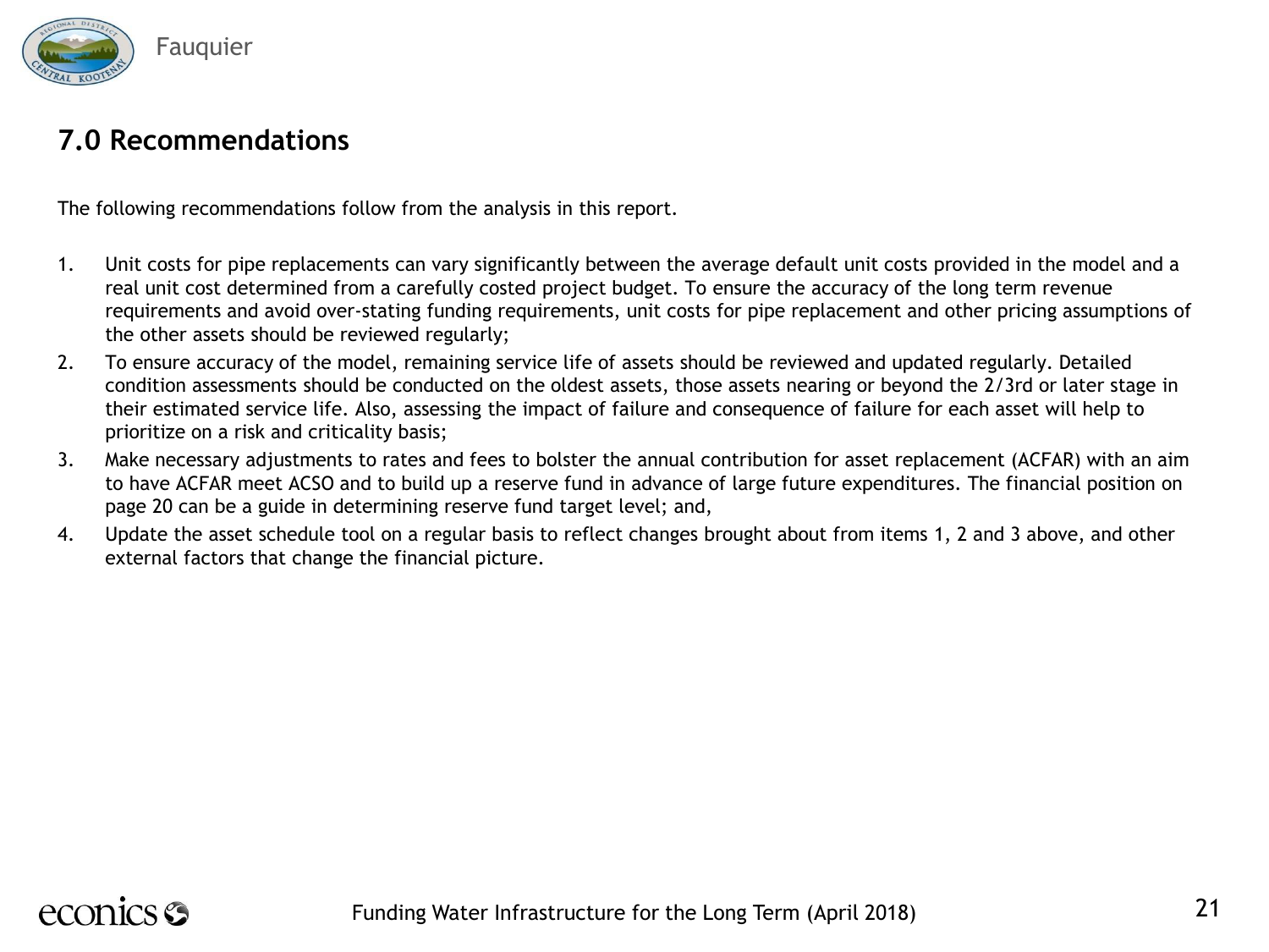## 7.0 Recommendations

The following recommendations follow from the analysis in this report.

1. Unit costs for pipe replacements can vary significantly between the average default unit costs provided in the model and a real unit cost determined from a carefully costed project budget. To ensure the accuracy of the long term revenue requirements and avoid over-stating funding requirements, unit costs for pipe replacement and other pricing assumptions of the other assets should be reviewed regularly;
2. To ensure accuracy of the model, remaining service life of assets should be reviewed and updated regularly. Detailed condition assessments should be conducted on the oldest assets, those assets nearing or beyond the 2/3rd or later stage in their estimated service life. Also, assessing the impact of failure and consequence of failure for each asset will help to prioritize on a risk and criticality basis;
3. Make necessary adjustments to rates and fees to bolster the annual contribution for asset replacement (ACFAR) with an aim to have ACFAR meet ACSO and to build up a reserve fund in advance of large future expenditures. The financial position on page 20 can be a guide in determining reserve fund target level; and,
4. Update the asset schedule tool on a regular basis to reflect changes brought about from items 1, 2 and 3 above, and other external factors that change the financial picture.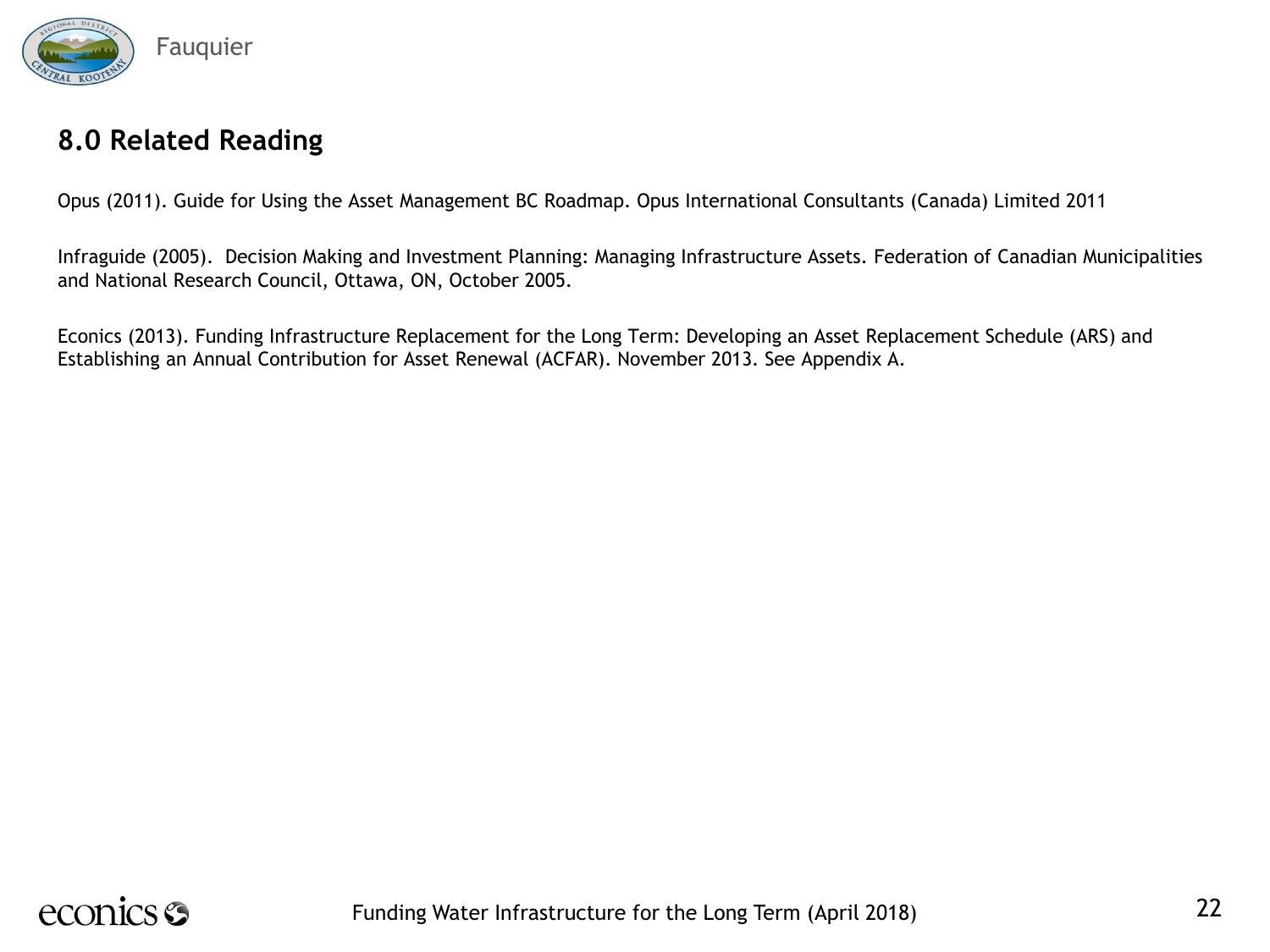## 8.0 Related Reading

Opus (2011). Guide for Using the Asset Management BC Roadmap. Opus International Consultants (Canada) Limited 2011

Infraguide (2005). Decision Making and Investment Planning: Managing Infrastructure Assets. Federation of Canadian Municipalities and National Research Council, Ottawa, ON, October 2005.

Econics (2013). Funding Infrastructure Replacement for the Long Term: Developing an Asset Replacement Schedule (ARS) and Establishing an Annual Contribution for Asset Renewal (ACFAR). November 2013. See Appendix A.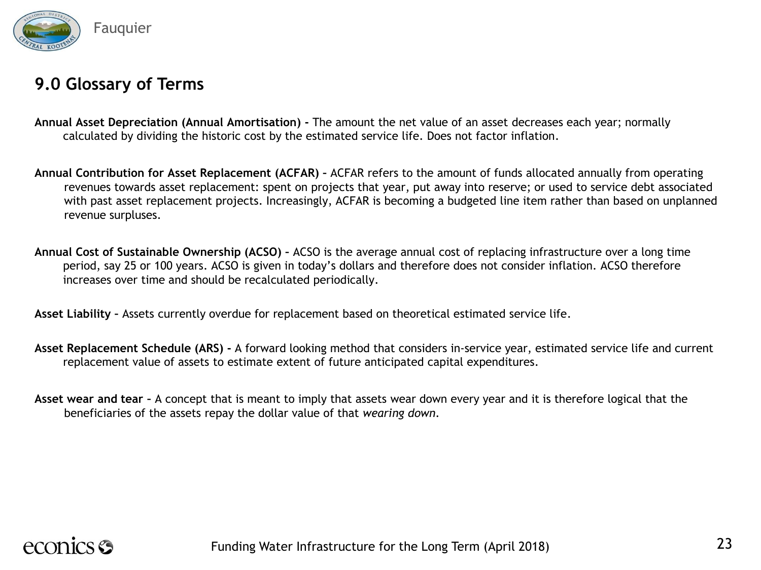## 9.0 Glossary of Terms

**Annual Asset Depreciation (Annual Amortisation) -** The amount the net value of an asset decreases each year; normally calculated by dividing the historic cost by the estimated service life. Does not factor inflation.

**Annual Contribution for Asset Replacement (ACFAR) –** ACFAR refers to the amount of funds allocated annually from operating revenues towards asset replacement: spent on projects that year, put away into reserve; or used to service debt associated with past asset replacement projects. Increasingly, ACFAR is becoming a budgeted line item rather than based on unplanned revenue surpluses.

**Annual Cost of Sustainable Ownership (ACSO) –** ACSO is the average annual cost of replacing infrastructure over a long time period, say 25 or 100 years. ACSO is given in today's dollars and therefore does not consider inflation. ACSO therefore increases over time and should be recalculated periodically.

**Asset Liability –** Assets currently overdue for replacement based on theoretical estimated service life.

**Asset Replacement Schedule (ARS) -** A forward looking method that considers in-service year, estimated service life and current replacement value of assets to estimate extent of future anticipated capital expenditures.

**Asset wear and tear –** A concept that is meant to imply that assets wear down every year and it is therefore logical that the beneficiaries of the assets repay the dollar value of that *wearing down*.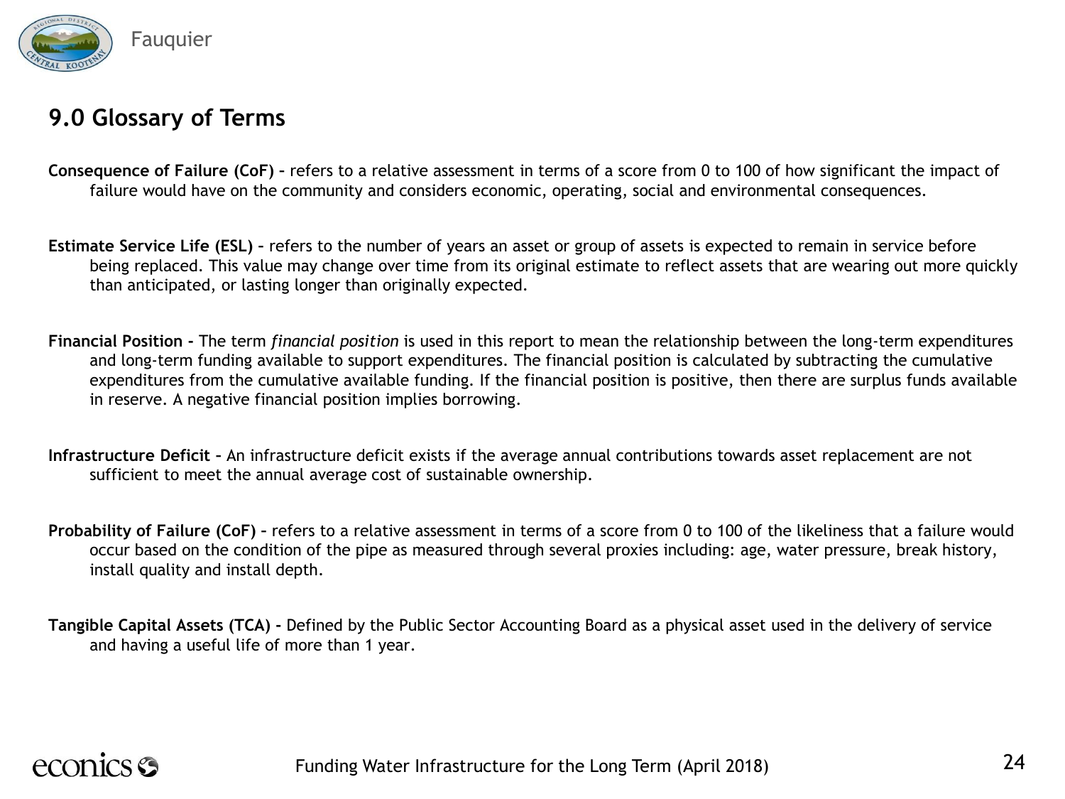## 9.0 Glossary of Terms

**Consequence of Failure (CoF)** – refers to a relative assessment in terms of a score from 0 to 100 of how significant the impact of failure would have on the community and considers economic, operating, social and environmental consequences.

**Estimate Service Life (ESL)** – refers to the number of years an asset or group of assets is expected to remain in service before being replaced. This value may change over time from its original estimate to reflect assets that are wearing out more quickly than anticipated, or lasting longer than originally expected.

**Financial Position -** The term *financial position* is used in this report to mean the relationship between the long-term expenditures and long-term funding available to support expenditures. The financial position is calculated by subtracting the cumulative expenditures from the cumulative available funding. If the financial position is positive, then there are surplus funds available in reserve. A negative financial position implies borrowing.

**Infrastructure Deficit** – An infrastructure deficit exists if the average annual contributions towards asset replacement are not sufficient to meet the annual average cost of sustainable ownership.

**Probability of Failure (CoF)** – refers to a relative assessment in terms of a score from 0 to 100 of the likeliness that a failure would occur based on the condition of the pipe as measured through several proxies including: age, water pressure, break history, install quality and install depth.

**Tangible Capital Assets (TCA) -** Defined by the Public Sector Accounting Board as a physical asset used in the delivery of service and having a useful life of more than 1 year.